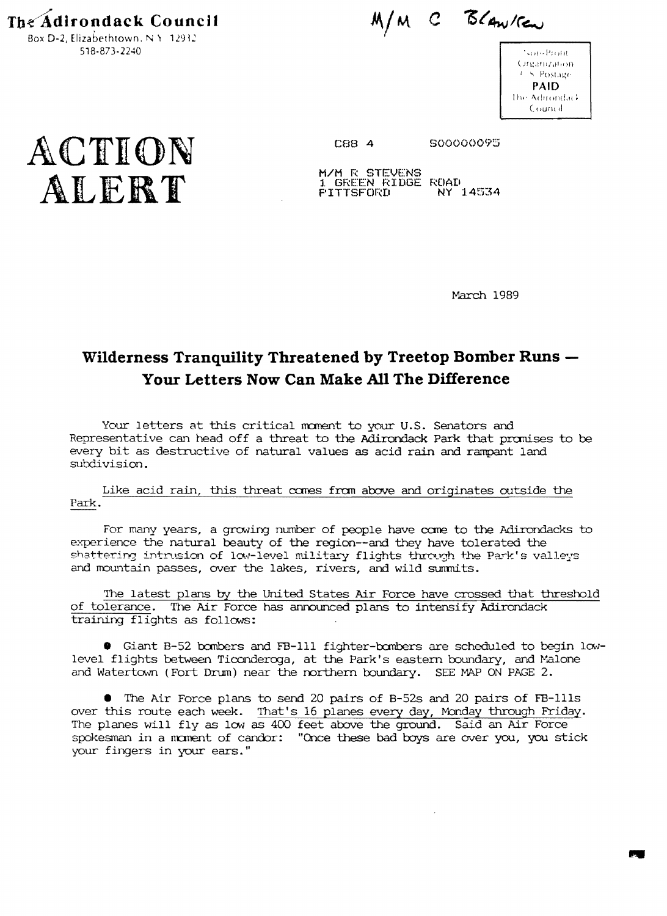The Adirondack Council
Box D-2, Elizabethtown, N.Y. 12932
518-873-2240

M/M C Blanken

Non-Profit Organization U.S. Postage PAID The Adirondack Council

# ACTION ALERT

C88 4 S00000095

M/M R STEVENS
1 GREEN RIDGE ROAD
PITTSFORD NY 14534

March 1989

## Wilderness Tranquility Threatened by Treetop Bomber Runs — Your Letters Now Can Make All The Difference

Your letters at this critical moment to your U.S. Senators and Representative can head off a threat to the Adirondack Park that promises to be every bit as destructive of natural values as acid rain and rampant land subdivision.

Like acid rain, this threat comes from above and originates outside the Park.

For many years, a growing number of people have come to the Adirondacks to experience the natural beauty of the region--and they have tolerated the shattering intrusion of low-level military flights through the Park's valleys and mountain passes, over the lakes, rivers, and wild summits.

The latest plans by the United States Air Force have crossed that threshold of tolerance. The Air Force has announced plans to intensify Adirondack training flights as follows:

- Giant B-52 bombers and FB-111 fighter-bombers are scheduled to begin low-level flights between Ticonderoga, at the Park's eastern boundary, and Malone and Watertown (Fort Drum) near the northern boundary. SEE MAP ON PAGE 2.

- The Air Force plans to send 20 pairs of B-52s and 20 pairs of FB-111s over this route each week. That's 16 planes every day, Monday through Friday. The planes will fly as low as 400 feet above the ground. Said an Air Force spokesman in a moment of candor: "Once these bad boys are over you, you stick your fingers in your ears."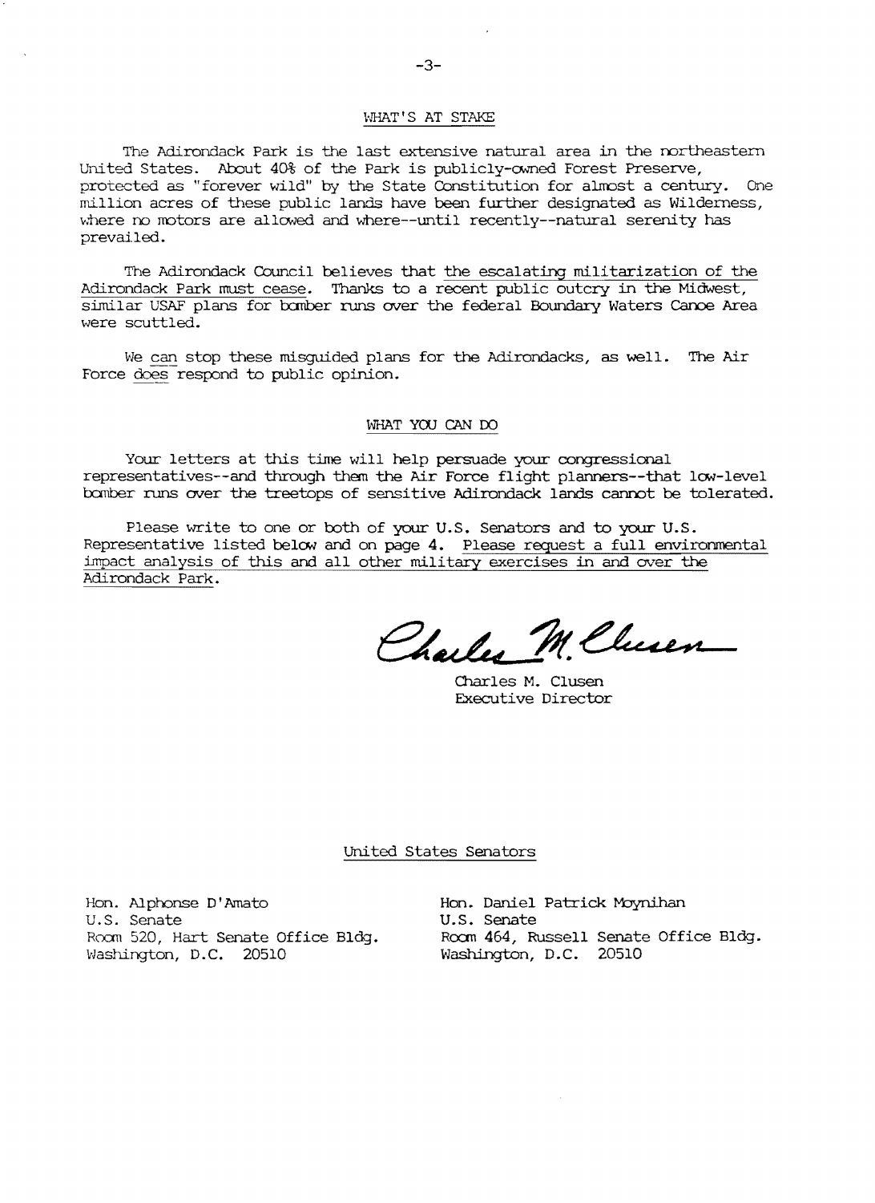## WHAT'S AT STAKE

The Adirondack Park is the last extensive natural area in the northeastern United States. About 40% of the Park is publicly-owned Forest Preserve, protected as "forever wild" by the State Constitution for almost a century. One million acres of these public lands have been further designated as Wilderness, where no motors are allowed and where--until recently--natural serenity has prevailed.

The Adirondack Council believes that the escalating militarization of the Adirondack Park must cease. Thanks to a recent public outcry in the Midwest, similar USAF plans for bomber runs over the federal Boundary Waters Canoe Area were scuttled.

We can stop these misguided plans for the Adirondacks, as well. The Air Force does respond to public opinion.

## WHAT YOU CAN DO

Your letters at this time will help persuade your congressional representatives--and through them the Air Force flight planners--that low-level bomber runs over the treetops of sensitive Adirondack lands cannot be tolerated.

Please write to one or both of your U.S. Senators and to your U.S. Representative listed below and on page 4. Please request a full environmental impact analysis of this and all other military exercises in and over the Adirondack Park.

Charles M. Clusen
Executive Director

### United States Senators

Hon. Alphonse D'Amato
U.S. Senate
Room 520, Hart Senate Office Bldg.
Washington, D.C. 20510

Hon. Daniel Patrick Moynihan
U.S. Senate
Room 464, Russell Senate Office Bldg.
Washington, D.C. 20510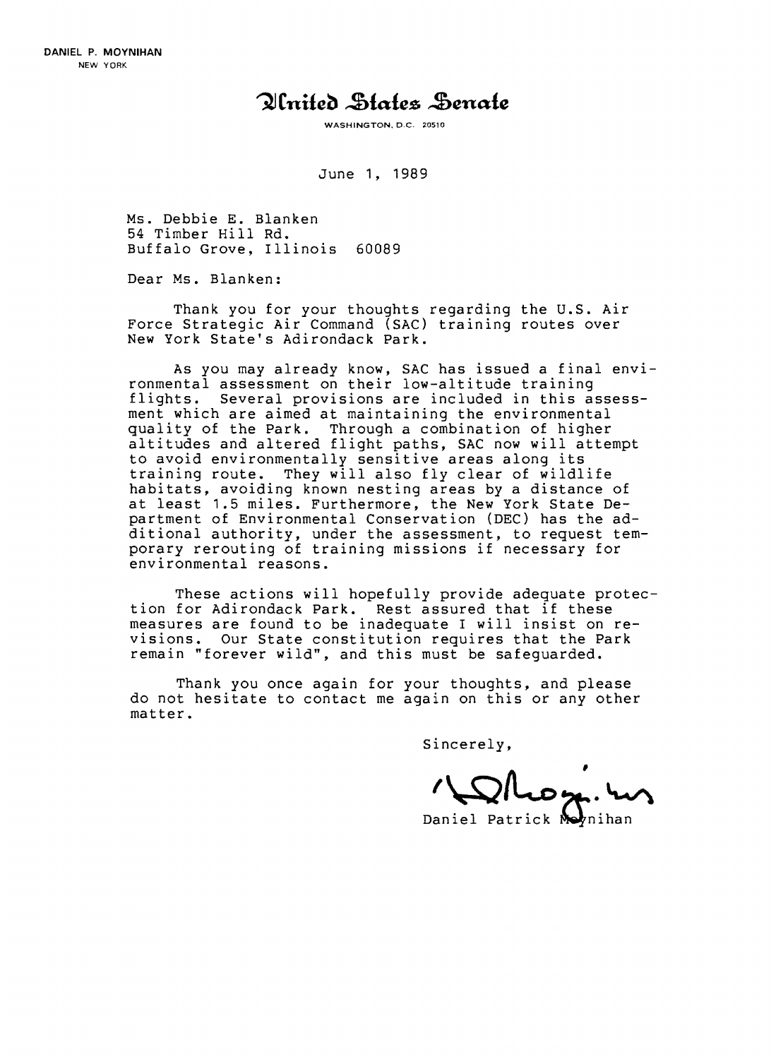DANIEL P. MOYNIHAN
NEW YORK

# United States Senate

WASHINGTON, D.C. 20510

June 1, 1989

Ms. Debbie E. Blanken
54 Timber Hill Rd.
Buffalo Grove, Illinois 60089

Dear Ms. Blanken:

Thank you for your thoughts regarding the U.S. Air Force Strategic Air Command (SAC) training routes over New York State's Adirondack Park.

As you may already know, SAC has issued a final environmental assessment on their low-altitude training flights. Several provisions are included in this assessment which are aimed at maintaining the environmental quality of the Park. Through a combination of higher altitudes and altered flight paths, SAC now will attempt to avoid environmentally sensitive areas along its training route. They will also fly clear of wildlife habitats, avoiding known nesting areas by a distance of at least 1.5 miles. Furthermore, the New York State Department of Environmental Conservation (DEC) has the additional authority, under the assessment, to request temporary rerouting of training missions if necessary for environmental reasons.

These actions will hopefully provide adequate protection for Adirondack Park. Rest assured that if these measures are found to be inadequate I will insist on revisions. Our State constitution requires that the Park remain "forever wild", and this must be safeguarded.

Thank you once again for your thoughts, and please do not hesitate to contact me again on this or any other matter.

Sincerely,

Daniel Patrick Moynihan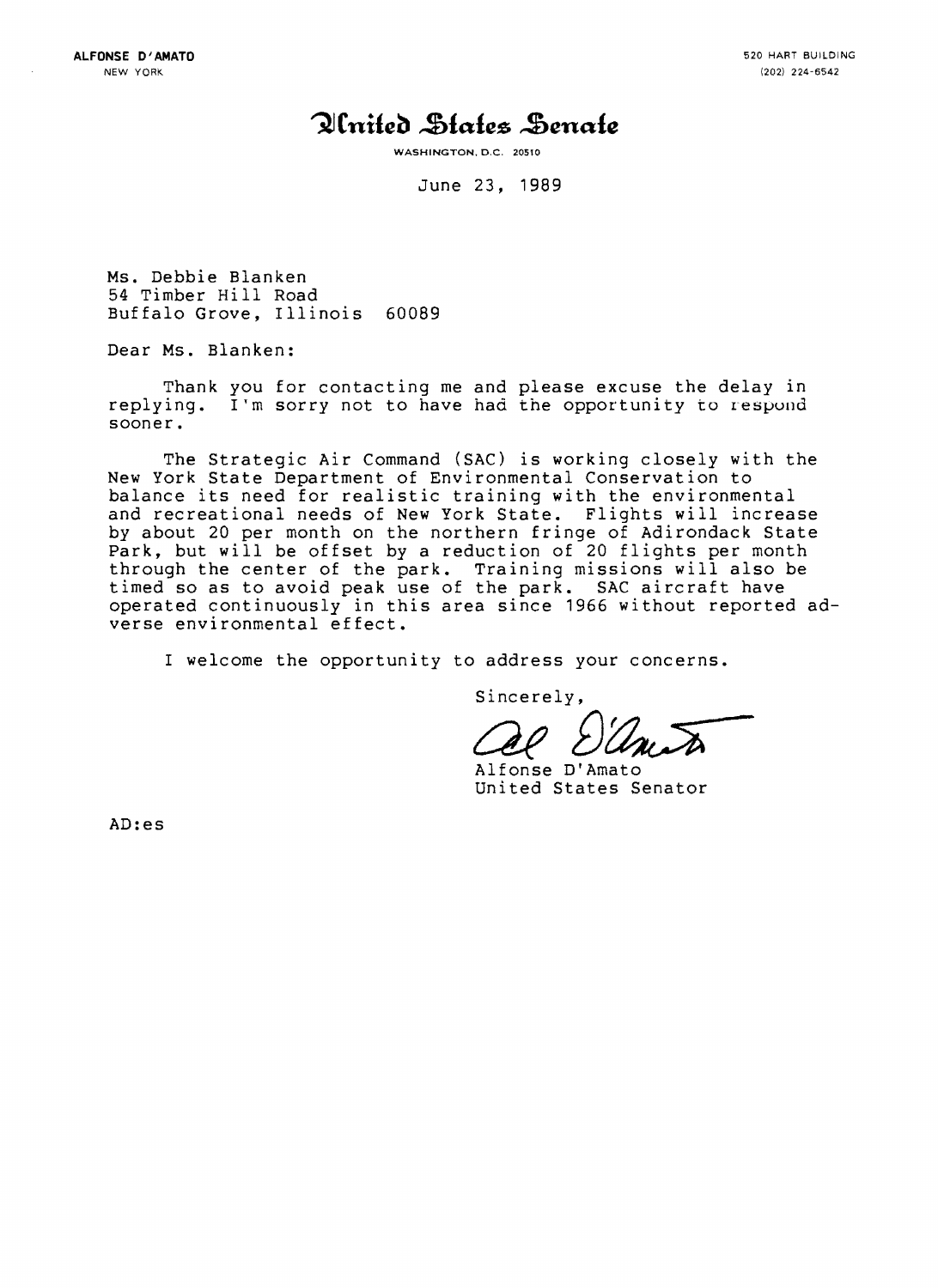ALFONSE D'AMATO
NEW YORK

520 HART BUILDING
(202) 224-6542

# United States Senate

WASHINGTON, D.C. 20510

June 23, 1989

Ms. Debbie Blanken
54 Timber Hill Road
Buffalo Grove, Illinois 60089

Dear Ms. Blanken:

Thank you for contacting me and please excuse the delay in replying. I'm sorry not to have had the opportunity to respond sooner.

The Strategic Air Command (SAC) is working closely with the New York State Department of Environmental Conservation to balance its need for realistic training with the environmental and recreational needs of New York State. Flights will increase by about 20 per month on the northern fringe of Adirondack State Park, but will be offset by a reduction of 20 flights per month through the center of the park. Training missions will also be timed so as to avoid peak use of the park. SAC aircraft have operated continuously in this area since 1966 without reported adverse environmental effect.

I welcome the opportunity to address your concerns.

Sincerely,

Al D'Amato

Alfonse D'Amato
United States Senator

AD:es